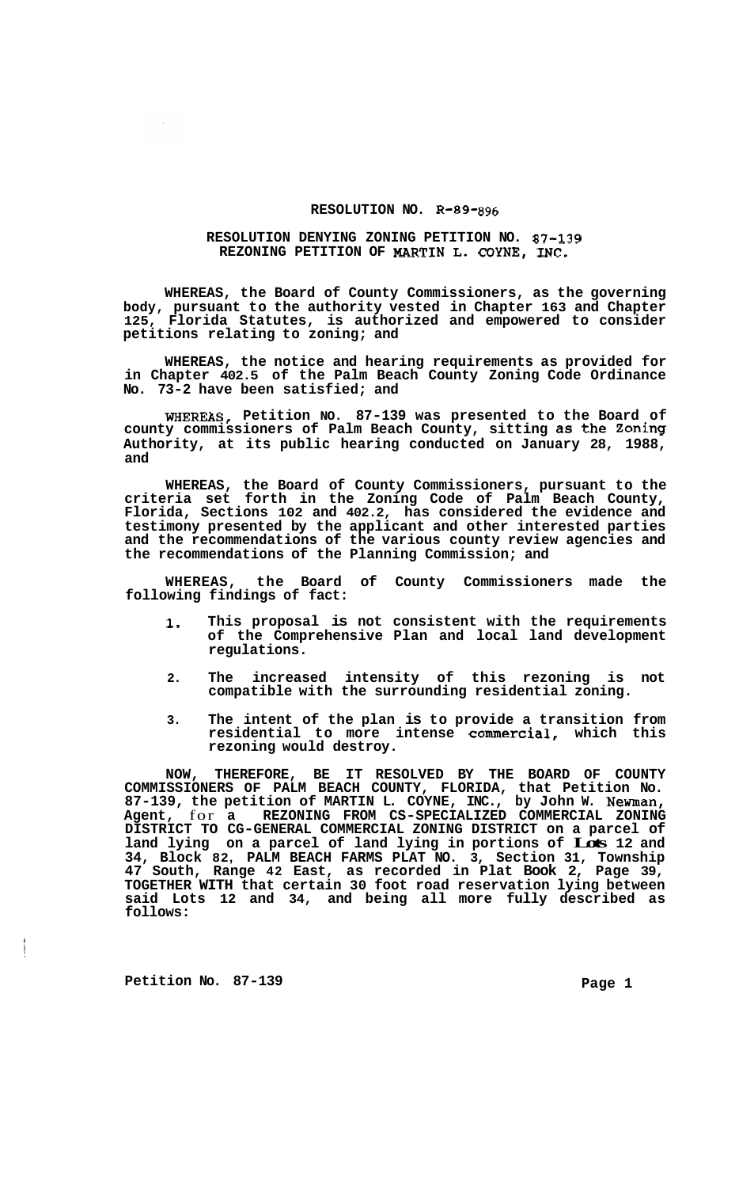# RESOLUTION NO. R-89-896

## RESOLUTION DENYING ZONING PETITION NO. 87-139 REZONING PETITION OF MARTIN L. COYNE, INC.

**WHEREAS, the Board of County Commissioners, as the governing body, pursuant to the authority vested in Chapter 163 and Chapter 125, Florida Statutes, is authorized and empowered to consider petitions relating to zoning; and**

**WHEREAS, the notice and hearing requirements as provided for in Chapter 402.5 of the Palm Beach County Zoning Code Ordinance No. 73-2 have been satisfied; and**

**WHEREAS, Petition NO. 87-139 was presented to the Board of county commissioners of Palm Beach County, sitting as the Zoning Authority, at its public hearing conducted on January 28, 1988, and**

**WHEREAS, the Board of County Commissioners, pursuant to the criteria set forth in the Zoning Code of Palm Beach County, Florida, Sections 102 and 402.2, has considered the evidence and testimony presented by the applicant and other interested parties and the recommendations of the various county review agencies and the recommendations of the Planning Commission; and**

**WHEREAS, the Board of County Commissioners made the following findings of fact:**

1. **This proposal is not consistent with the requirements of the Comprehensive Plan and local land development regulations.**
2. **The increased intensity of this rezoning is not compatible with the surrounding residential zoning.**
3. **The intent of the plan is to provide a transition from residential to more intense commercial, which this rezoning would destroy.**

**NOW, THEREFORE, BE IT RESOLVED BY THE BOARD OF COUNTY COMMISSIONERS OF PALM BEACH COUNTY, FLORIDA, that Petition No. 87-139, the petition of MARTIN L. COYNE, INC., by John W. Newman, Agent, for a REZONING FROM CS-SPECIALIZED COMMERCIAL ZONING DISTRICT TO CG-GENERAL COMMERCIAL ZONING DISTRICT on a parcel of land lying on a parcel of land lying in portions of Lots 12 and 34, Block 82, PALM BEACH FARMS PLAT NO. 3, Section 31, Township 47 South, Range 42 East, as recorded in Plat Book 2, Page 39, TOGETHER WITH that certain 30 foot road reservation lying between said Lots 12 and 34, and being all more fully described as follows:**

**Petition No. 87-139**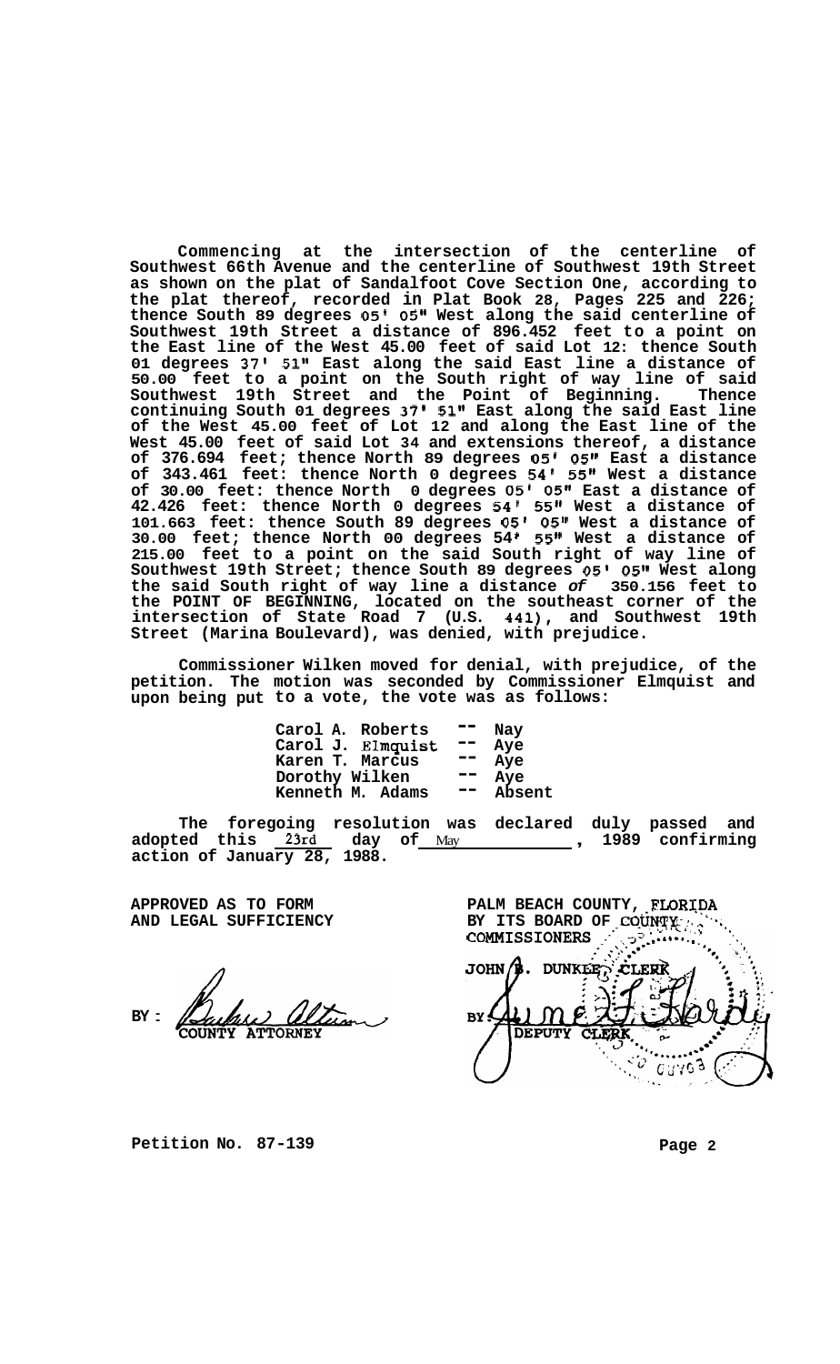Commencing at the intersection of the centerline of Southwest 66th Avenue and the centerline of Southwest 19th Street as shown on the plat of Sandalfoot Cove Section One, according to the plat thereof, recorded in Plat Book 28, Pages 225 and 226; thence South 89 degrees 05' 05" West along the said centerline of Southwest 19th Street a distance of 896.452 feet to a point on the East line of the West 45.00 feet of said Lot 12: thence South 01 degrees 37' 51" East along the said East line a distance of 50.00 feet to a point on the South right of way line of said Southwest 19th Street and the Point of Beginning. Thence continuing South 01 degrees 37' 51" East along the said East line of the West 45.00 feet of Lot 12 and along the East line of the West 45.00 feet of said Lot 34 and extensions thereof, a distance of 376.694 feet; thence North 89 degrees 05' 05" East a distance of 343.461 feet: thence North 0 degrees 54' 55" West a distance of 30.00 feet: thence North 0 degrees 05' 05" East a distance of 42.426 feet: thence North 0 degrees 54' 55" West a distance of 101.663 feet: thence South 89 degrees 05' 05" West a distance of 30.00 feet; thence North 00 degrees 54' 55" West a distance of 215.00 feet to a point on the said South right of way line of Southwest 19th Street; thence South 89 degrees 05' 05" West along the said South right of way line a distance *of* 350.156 feet to the POINT OF BEGINNING, located on the southeast corner of the intersection of State Road 7 (U.S. 441), and Southwest 19th Street (Marina Boulevard), was denied, with prejudice.

Commissioner Wilken moved for denial, with prejudice, of the petition. The motion was seconded by Commissioner Elmquist and upon being put to a vote, the vote was as follows:

| | | |
|---|---|---|
| Carol A. Roberts | -- | Nay |
| Carol J. Elmquist | -- | Aye |
| Karen T. Marcus | -- | Aye |
| Dorothy Wilken | -- | Aye |
| Kenneth M. Adams | -- | Absent |

The foregoing resolution was declared duly passed and adopted this 23rd day of May, 1989 confirming action of January 28, 1988.

APPROVED AS TO FORM AND LEGAL SUFFICIENCY

BY: COUNTY ATTORNEY

PALM BEACH COUNTY, FLORIDA BY ITS BOARD OF COUNTY COMMISSIONERS

JOHN B. DUNKLE, CLERK

BY: DEPUTY CLERK

Petition No. 87-139